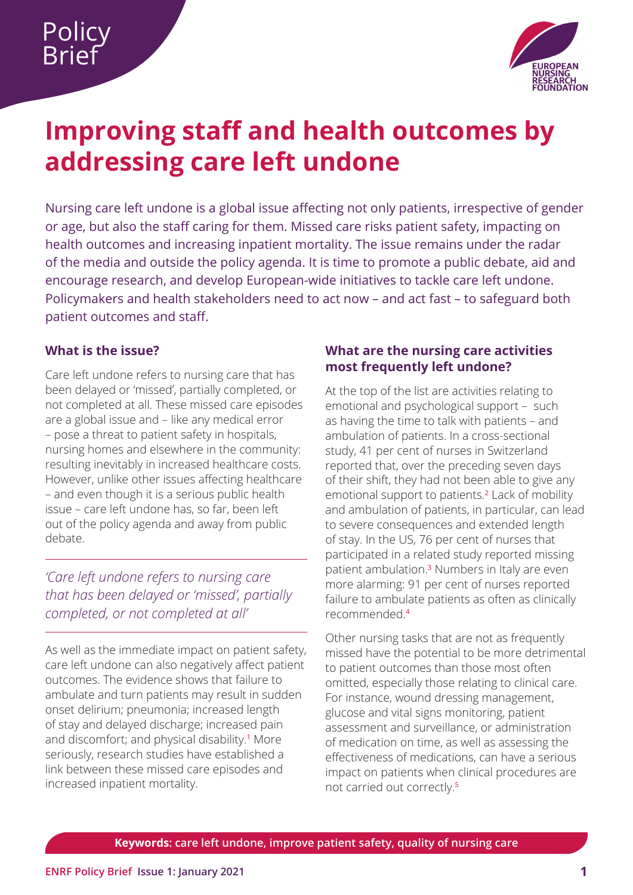Policy Brief

# Improving staff and health outcomes by addressing care left undone

Nursing care left undone is a global issue affecting not only patients, irrespective of gender or age, but also the staff caring for them. Missed care risks patient safety, impacting on health outcomes and increasing inpatient mortality. The issue remains under the radar of the media and outside the policy agenda. It is time to promote a public debate, aid and encourage research, and develop European-wide initiatives to tackle care left undone. Policymakers and health stakeholders need to act now – and act fast – to safeguard both patient outcomes and staff.

### What is the issue?

Care left undone refers to nursing care that has been delayed or 'missed', partially completed, or not completed at all. These missed care episodes are a global issue and – like any medical error – pose a threat to patient safety in hospitals, nursing homes and elsewhere in the community: resulting inevitably in increased healthcare costs. However, unlike other issues affecting healthcare – and even though it is a serious public health issue – care left undone has, so far, been left out of the policy agenda and away from public debate.

*'Care left undone refers to nursing care that has been delayed or 'missed', partially completed, or not completed at all'*

As well as the immediate impact on patient safety, care left undone can also negatively affect patient outcomes. The evidence shows that failure to ambulate and turn patients may result in sudden onset delirium; pneumonia; increased length of stay and delayed discharge; increased pain and discomfort; and physical disability.[1] More seriously, research studies have established a link between these missed care episodes and increased inpatient mortality.

### What are the nursing care activities most frequently left undone?

At the top of the list are activities relating to emotional and psychological support – such as having the time to talk with patients – and ambulation of patients. In a cross-sectional study, 41 per cent of nurses in Switzerland reported that, over the preceding seven days of their shift, they had not been able to give any emotional support to patients.[2] Lack of mobility and ambulation of patients, in particular, can lead to severe consequences and extended length of stay. In the US, 76 per cent of nurses that participated in a related study reported missing patient ambulation.[3] Numbers in Italy are even more alarming: 91 per cent of nurses reported failure to ambulate patients as often as clinically recommended.[4]

Other nursing tasks that are not as frequently missed have the potential to be more detrimental to patient outcomes than those most often omitted, especially those relating to clinical care. For instance, wound dressing management, glucose and vital signs monitoring, patient assessment and surveillance, or administration of medication on time, as well as assessing the effectiveness of medications, can have a serious impact on patients when clinical procedures are not carried out correctly.[5]

**Keywords:** care left undone, improve patient safety, quality of nursing care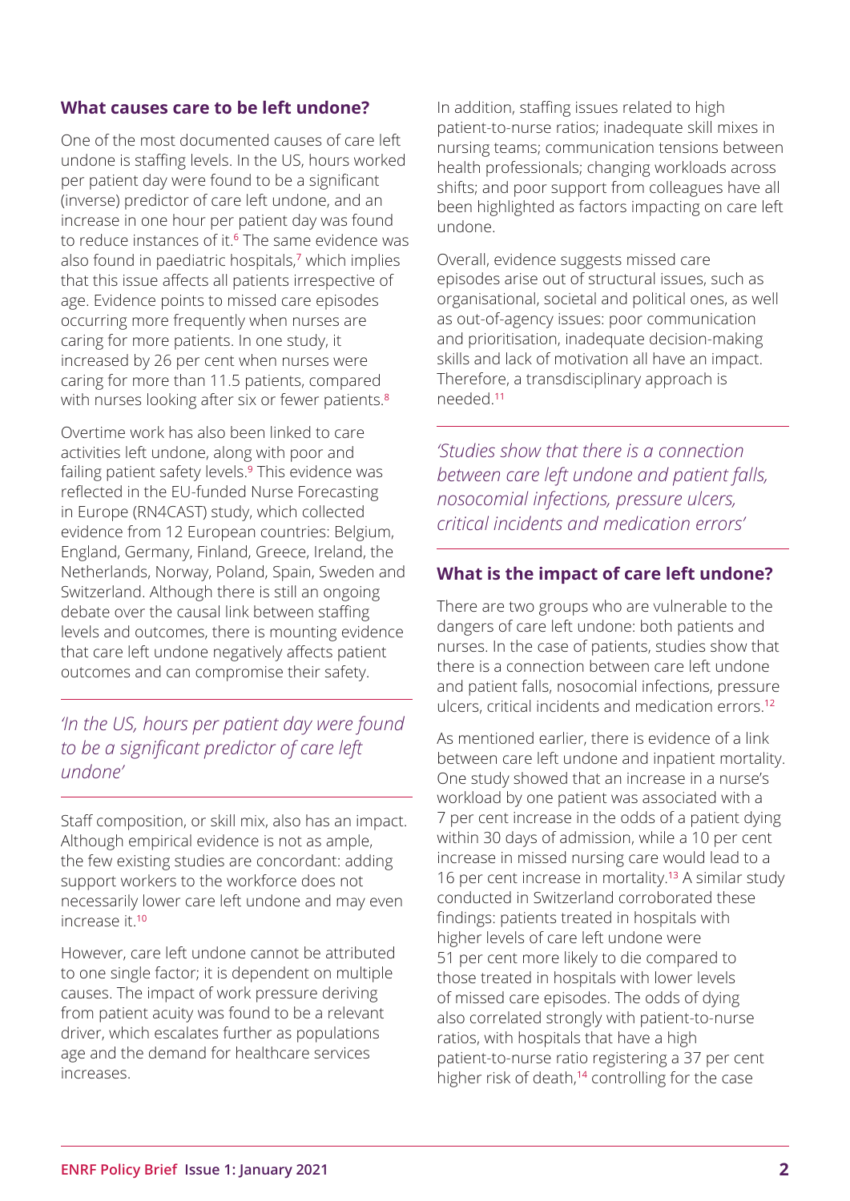## What causes care to be left undone?

One of the most documented causes of care left undone is staffing levels. In the US, hours worked per patient day were found to be a significant (inverse) predictor of care left undone, and an increase in one hour per patient day was found to reduce instances of it.[6] The same evidence was also found in paediatric hospitals,[7] which implies that this issue affects all patients irrespective of age. Evidence points to missed care episodes occurring more frequently when nurses are caring for more patients. In one study, it increased by 26 per cent when nurses were caring for more than 11.5 patients, compared with nurses looking after six or fewer patients.[8]

Overtime work has also been linked to care activities left undone, along with poor and failing patient safety levels.[9] This evidence was reflected in the EU-funded Nurse Forecasting in Europe (RN4CAST) study, which collected evidence from 12 European countries: Belgium, England, Germany, Finland, Greece, Ireland, the Netherlands, Norway, Poland, Spain, Sweden and Switzerland. Although there is still an ongoing debate over the causal link between staffing levels and outcomes, there is mounting evidence that care left undone negatively affects patient outcomes and can compromise their safety.

*'In the US, hours per patient day were found to be a significant predictor of care left undone'*

Staff composition, or skill mix, also has an impact. Although empirical evidence is not as ample, the few existing studies are concordant: adding support workers to the workforce does not necessarily lower care left undone and may even increase it.[10]

However, care left undone cannot be attributed to one single factor; it is dependent on multiple causes. The impact of work pressure deriving from patient acuity was found to be a relevant driver, which escalates further as populations age and the demand for healthcare services increases.

In addition, staffing issues related to high patient-to-nurse ratios; inadequate skill mixes in nursing teams; communication tensions between health professionals; changing workloads across shifts; and poor support from colleagues have all been highlighted as factors impacting on care left undone.

Overall, evidence suggests missed care episodes arise out of structural issues, such as organisational, societal and political ones, as well as out-of-agency issues: poor communication and prioritisation, inadequate decision-making skills and lack of motivation all have an impact. Therefore, a transdisciplinary approach is needed.[11]

*'Studies show that there is a connection between care left undone and patient falls, nosocomial infections, pressure ulcers, critical incidents and medication errors'*

## What is the impact of care left undone?

There are two groups who are vulnerable to the dangers of care left undone: both patients and nurses. In the case of patients, studies show that there is a connection between care left undone and patient falls, nosocomial infections, pressure ulcers, critical incidents and medication errors.[12]

As mentioned earlier, there is evidence of a link between care left undone and inpatient mortality. One study showed that an increase in a nurse's workload by one patient was associated with a 7 per cent increase in the odds of a patient dying within 30 days of admission, while a 10 per cent increase in missed nursing care would lead to a 16 per cent increase in mortality.[13] A similar study conducted in Switzerland corroborated these findings: patients treated in hospitals with higher levels of care left undone were 51 per cent more likely to die compared to those treated in hospitals with lower levels of missed care episodes. The odds of dying also correlated strongly with patient-to-nurse ratios, with hospitals that have a high patient-to-nurse ratio registering a 37 per cent higher risk of death,[14] controlling for the case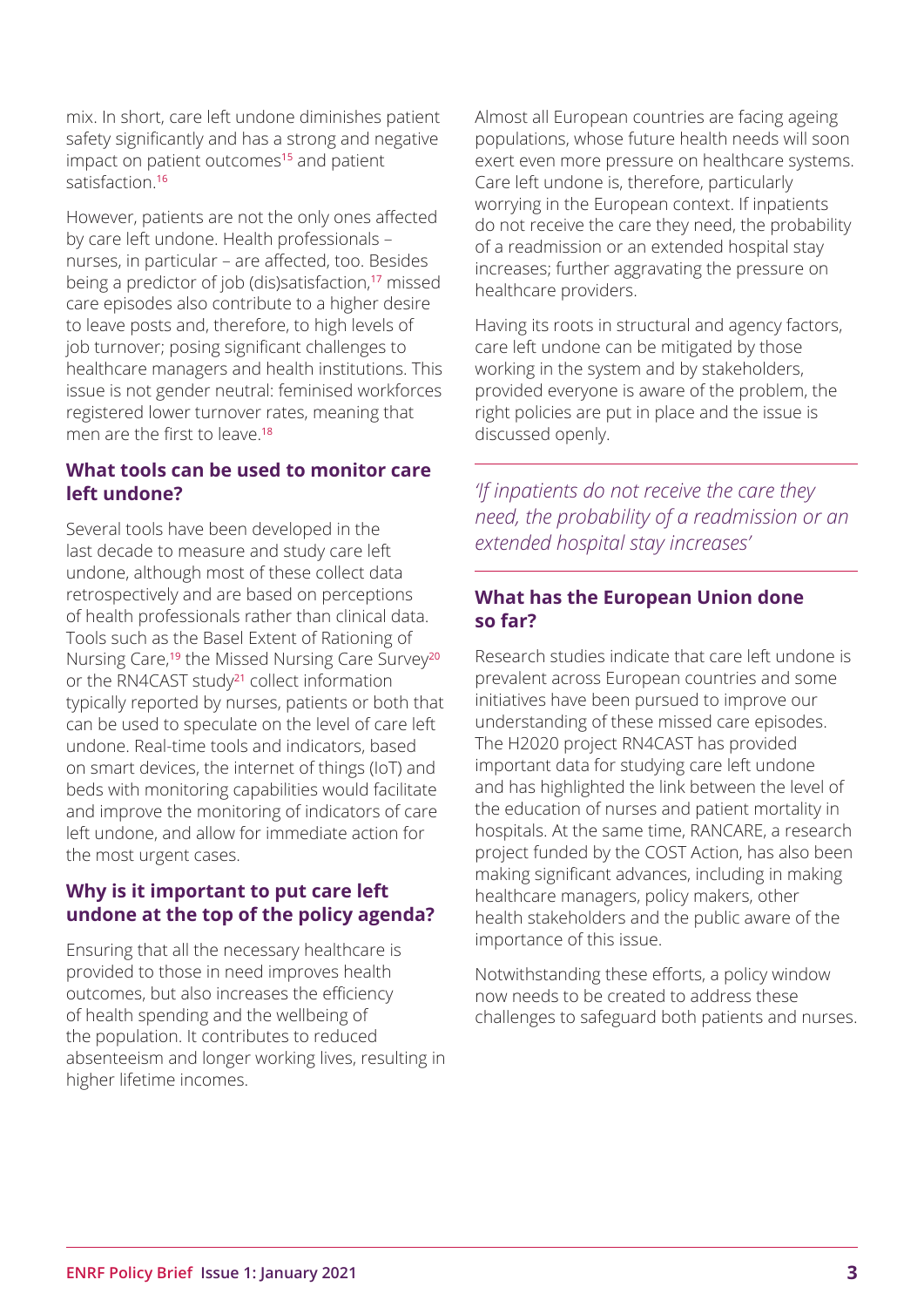mix. In short, care left undone diminishes patient safety significantly and has a strong and negative impact on patient outcomes[15] and patient satisfaction.[16]

However, patients are not the only ones affected by care left undone. Health professionals – nurses, in particular – are affected, too. Besides being a predictor of job (dis)satisfaction,[17] missed care episodes also contribute to a higher desire to leave posts and, therefore, to high levels of job turnover; posing significant challenges to healthcare managers and health institutions. This issue is not gender neutral: feminised workforces registered lower turnover rates, meaning that men are the first to leave.[18]

## What tools can be used to monitor care left undone?

Several tools have been developed in the last decade to measure and study care left undone, although most of these collect data retrospectively and are based on perceptions of health professionals rather than clinical data. Tools such as the Basel Extent of Rationing of Nursing Care,[19] the Missed Nursing Care Survey[20] or the RN4CAST study[21] collect information typically reported by nurses, patients or both that can be used to speculate on the level of care left undone. Real-time tools and indicators, based on smart devices, the internet of things (IoT) and beds with monitoring capabilities would facilitate and improve the monitoring of indicators of care left undone, and allow for immediate action for the most urgent cases.

## Why is it important to put care left undone at the top of the policy agenda?

Ensuring that all the necessary healthcare is provided to those in need improves health outcomes, but also increases the efficiency of health spending and the wellbeing of the population. It contributes to reduced absenteeism and longer working lives, resulting in higher lifetime incomes.

Almost all European countries are facing ageing populations, whose future health needs will soon exert even more pressure on healthcare systems. Care left undone is, therefore, particularly worrying in the European context. If inpatients do not receive the care they need, the probability of a readmission or an extended hospital stay increases; further aggravating the pressure on healthcare providers.

Having its roots in structural and agency factors, care left undone can be mitigated by those working in the system and by stakeholders, provided everyone is aware of the problem, the right policies are put in place and the issue is discussed openly.

*'If inpatients do not receive the care they need, the probability of a readmission or an extended hospital stay increases'*

## What has the European Union done so far?

Research studies indicate that care left undone is prevalent across European countries and some initiatives have been pursued to improve our understanding of these missed care episodes. The H2020 project RN4CAST has provided important data for studying care left undone and has highlighted the link between the level of the education of nurses and patient mortality in hospitals. At the same time, RANCARE, a research project funded by the COST Action, has also been making significant advances, including in making healthcare managers, policy makers, other health stakeholders and the public aware of the importance of this issue.

Notwithstanding these efforts, a policy window now needs to be created to address these challenges to safeguard both patients and nurses.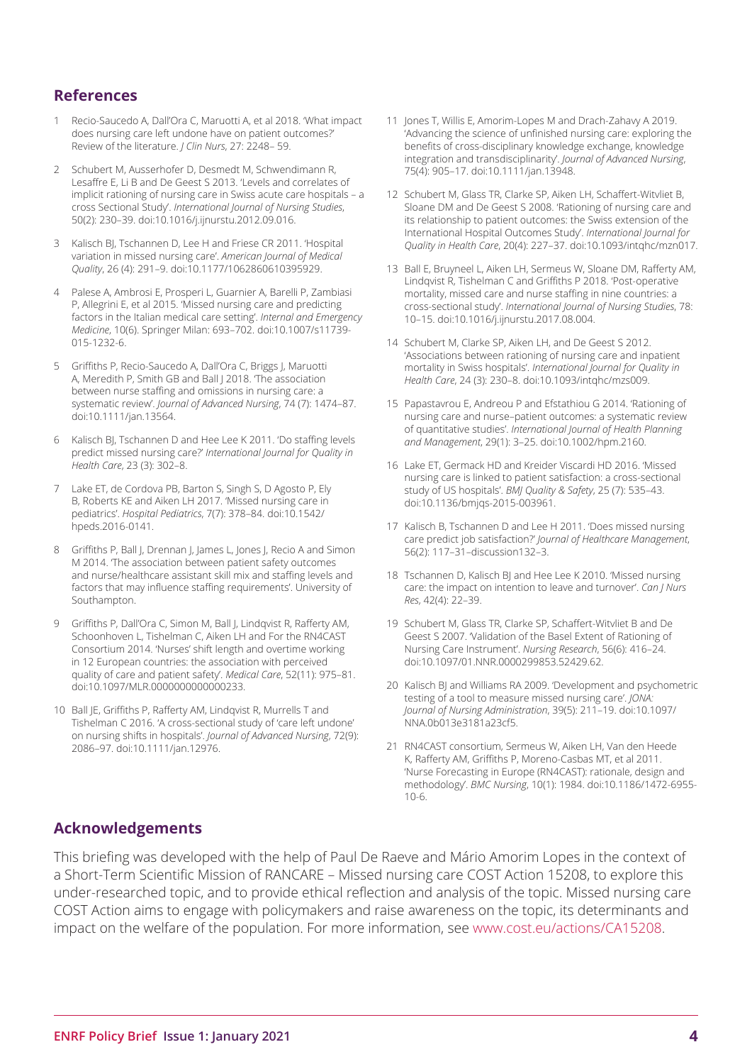## References

1. Recio-Saucedo A, Dall'Ora C, Maruotti A, et al 2018. 'What impact does nursing care left undone have on patient outcomes?' Review of the literature. *J Clin Nurs*, 27: 2248– 59.

2. Schubert M, Ausserhofer D, Desmedt M, Schwendimann R, Lesaffre E, Li B and De Geest S 2013. 'Levels and correlates of implicit rationing of nursing care in Swiss acute care hospitals – a cross Sectional Study'. *International Journal of Nursing Studies*, 50(2): 230–39. doi:10.1016/j.ijnurstu.2012.09.016.

3. Kalisch BJ, Tschannen D, Lee H and Friese CR 2011. 'Hospital variation in missed nursing care'. *American Journal of Medical Quality*, 26 (4): 291–9. doi:10.1177/1062860610395929.

4. Palese A, Ambrosi E, Prosperi L, Guarnier A, Barelli P, Zambiasi P, Allegrini E, et al 2015. 'Missed nursing care and predicting factors in the Italian medical care setting'. *Internal and Emergency Medicine*, 10(6). Springer Milan: 693–702. doi:10.1007/s11739-015-1232-6.

5. Griffiths P, Recio-Saucedo A, Dall'Ora C, Briggs J, Maruotti A, Meredith P, Smith GB and Ball J 2018. 'The association between nurse staffing and omissions in nursing care: a systematic review'. *Journal of Advanced Nursing*, 74 (7): 1474–87. doi:10.1111/jan.13564.

6. Kalisch BJ, Tschannen D and Hee Lee K 2011. 'Do staffing levels predict missed nursing care?' *International Journal for Quality in Health Care*, 23 (3): 302–8.

7. Lake ET, de Cordova PB, Barton S, Singh S, D Agosto P, Ely B, Roberts KE and Aiken LH 2017. 'Missed nursing care in pediatrics'. *Hospital Pediatrics*, 7(7): 378–84. doi:10.1542/hpeds.2016-0141.

8. Griffiths P, Ball J, Drennan J, James L, Jones J, Recio A and Simon M 2014. 'The association between patient safety outcomes and nurse/healthcare assistant skill mix and staffing levels and factors that may influence staffing requirements'. University of Southampton.

9. Griffiths P, Dall'Ora C, Simon M, Ball J, Lindqvist R, Rafferty AM, Schoonhoven L, Tishelman C, Aiken LH and For the RN4CAST Consortium 2014. 'Nurses' shift length and overtime working in 12 European countries: the association with perceived quality of care and patient safety'. *Medical Care*, 52(11): 975–81. doi:10.1097/MLR.0000000000000233.

10. Ball JE, Griffiths P, Rafferty AM, Lindqvist R, Murrells T and Tishelman C 2016. 'A cross-sectional study of 'care left undone' on nursing shifts in hospitals'. *Journal of Advanced Nursing*, 72(9): 2086–97. doi:10.1111/jan.12976.

11. Jones T, Willis E, Amorim-Lopes M and Drach-Zahavy A 2019. 'Advancing the science of unfinished nursing care: exploring the benefits of cross-disciplinary knowledge exchange, knowledge integration and transdisciplinarity'. *Journal of Advanced Nursing*, 75(4): 905–17. doi:10.1111/jan.13948.

12. Schubert M, Glass TR, Clarke SP, Aiken LH, Schaffert-Witvliet B, Sloane DM and De Geest S 2008. 'Rationing of nursing care and its relationship to patient outcomes: the Swiss extension of the International Hospital Outcomes Study'. *International Journal for Quality in Health Care*, 20(4): 227–37. doi:10.1093/intqhc/mzn017.

13. Ball E, Bruyneel L, Aiken LH, Sermeus W, Sloane DM, Rafferty AM, Lindqvist R, Tishelman C and Griffiths P 2018. 'Post-operative mortality, missed care and nurse staffing in nine countries: a cross-sectional study'. *International Journal of Nursing Studies*, 78: 10–15. doi:10.1016/j.ijnurstu.2017.08.004.

14. Schubert M, Clarke SP, Aiken LH, and De Geest S 2012. 'Associations between rationing of nursing care and inpatient mortality in Swiss hospitals'. *International Journal for Quality in Health Care*, 24 (3): 230–8. doi:10.1093/intqhc/mzs009.

15. Papastavrou E, Andreou P and Efstathiou G 2014. 'Rationing of nursing care and nurse–patient outcomes: a systematic review of quantitative studies'. *International Journal of Health Planning and Management*, 29(1): 3–25. doi:10.1002/hpm.2160.

16. Lake ET, Germack HD and Kreider Viscardi HD 2016. 'Missed nursing care is linked to patient satisfaction: a cross-sectional study of US hospitals'. *BMJ Quality & Safety*, 25 (7): 535–43. doi:10.1136/bmjqs-2015-003961.

17. Kalisch B, Tschannen D and Lee H 2011. 'Does missed nursing care predict job satisfaction?' *Journal of Healthcare Management*, 56(2): 117–31–discussion132–3.

18. Tschannen D, Kalisch BJ and Hee Lee K 2010. 'Missed nursing care: the impact on intention to leave and turnover'. *Can J Nurs Res*, 42(4): 22–39.

19. Schubert M, Glass TR, Clarke SP, Schaffert-Witvliet B and De Geest S 2007. 'Validation of the Basel Extent of Rationing of Nursing Care Instrument'. *Nursing Research*, 56(6): 416–24. doi:10.1097/01.NNR.0000299853.52429.62.

20. Kalisch BJ and Williams RA 2009. 'Development and psychometric testing of a tool to measure missed nursing care'. *JONA: Journal of Nursing Administration*, 39(5): 211–19. doi:10.1097/NNA.0b013e3181a23cf5.

21. RN4CAST consortium, Sermeus W, Aiken LH, Van den Heede K, Rafferty AM, Griffiths P, Moreno-Casbas MT, et al 2011. 'Nurse Forecasting in Europe (RN4CAST): rationale, design and methodology'. *BMC Nursing*, 10(1): 1984. doi:10.1186/1472-6955-10-6.

## Acknowledgements

This briefing was developed with the help of Paul De Raeve and Mário Amorim Lopes in the context of a Short-Term Scientific Mission of RANCARE – Missed nursing care COST Action 15208, to explore this under-researched topic, and to provide ethical reflection and analysis of the topic. Missed nursing care COST Action aims to engage with policymakers and raise awareness on the topic, its determinants and impact on the welfare of the population. For more information, see www.cost.eu/actions/CA15208.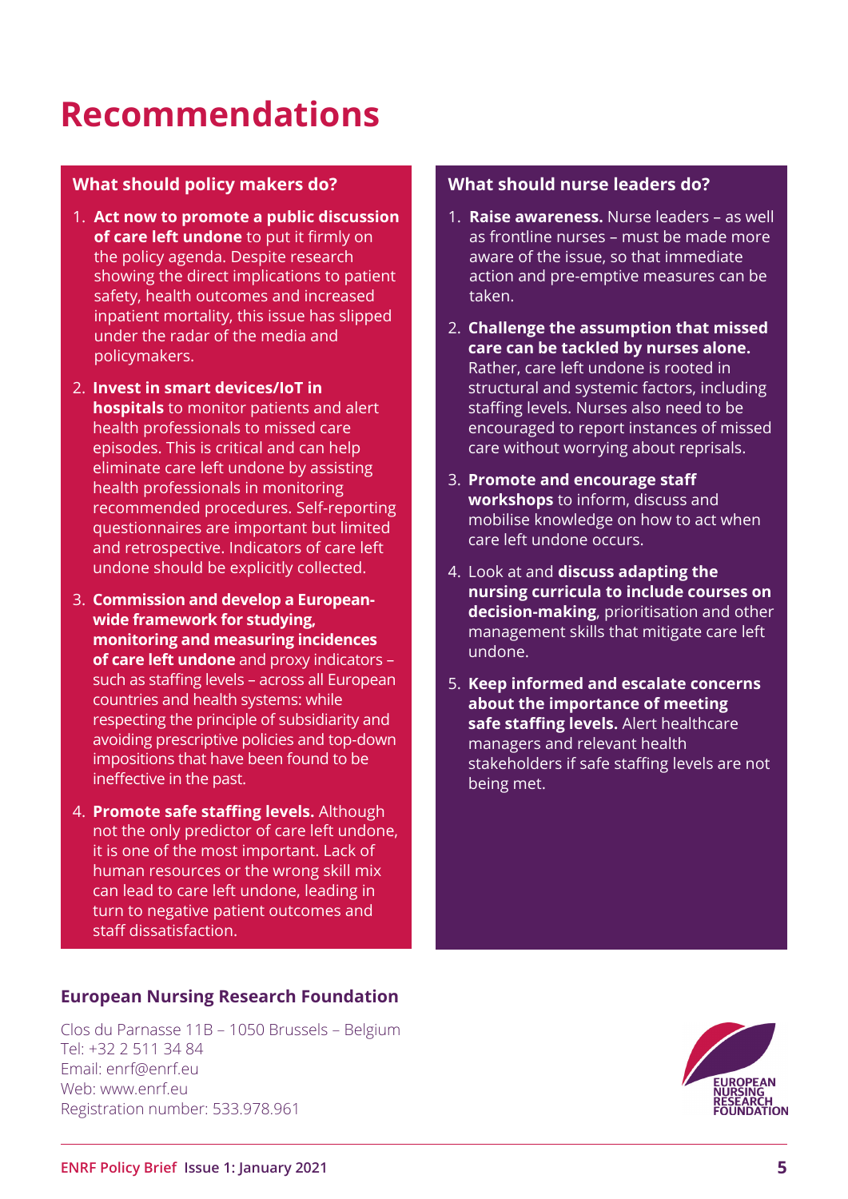# Recommendations

## What should policy makers do?

1. **Act now to promote a public discussion of care left undone** to put it firmly on the policy agenda. Despite research showing the direct implications to patient safety, health outcomes and increased inpatient mortality, this issue has slipped under the radar of the media and policymakers.
2. **Invest in smart devices/IoT in hospitals** to monitor patients and alert health professionals to missed care episodes. This is critical and can help eliminate care left undone by assisting health professionals in monitoring recommended procedures. Self-reporting questionnaires are important but limited and retrospective. Indicators of care left undone should be explicitly collected.
3. **Commission and develop a European-wide framework for studying, monitoring and measuring incidences of care left undone** and proxy indicators – such as staffing levels – across all European countries and health systems: while respecting the principle of subsidiarity and avoiding prescriptive policies and top-down impositions that have been found to be ineffective in the past.
4. **Promote safe staffing levels.** Although not the only predictor of care left undone, it is one of the most important. Lack of human resources or the wrong skill mix can lead to care left undone, leading in turn to negative patient outcomes and staff dissatisfaction.

## What should nurse leaders do?

1. **Raise awareness.** Nurse leaders – as well as frontline nurses – must be made more aware of the issue, so that immediate action and pre-emptive measures can be taken.
2. **Challenge the assumption that missed care can be tackled by nurses alone.** Rather, care left undone is rooted in structural and systemic factors, including staffing levels. Nurses also need to be encouraged to report instances of missed care without worrying about reprisals.
3. **Promote and encourage staff workshops** to inform, discuss and mobilise knowledge on how to act when care left undone occurs.
4. Look at and **discuss adapting the nursing curricula to include courses on decision-making**, prioritisation and other management skills that mitigate care left undone.
5. **Keep informed and escalate concerns about the importance of meeting safe staffing levels.** Alert healthcare managers and relevant health stakeholders if safe staffing levels are not being met.

**European Nursing Research Foundation**

Clos du Parnasse 11B – 1050 Brussels – Belgium
Tel: +32 2 511 34 84
Email: enrf@enrf.eu
Web: www.enrf.eu
Registration number: 533.978.961

EUROPEAN NURSING RESEARCH FOUNDATION